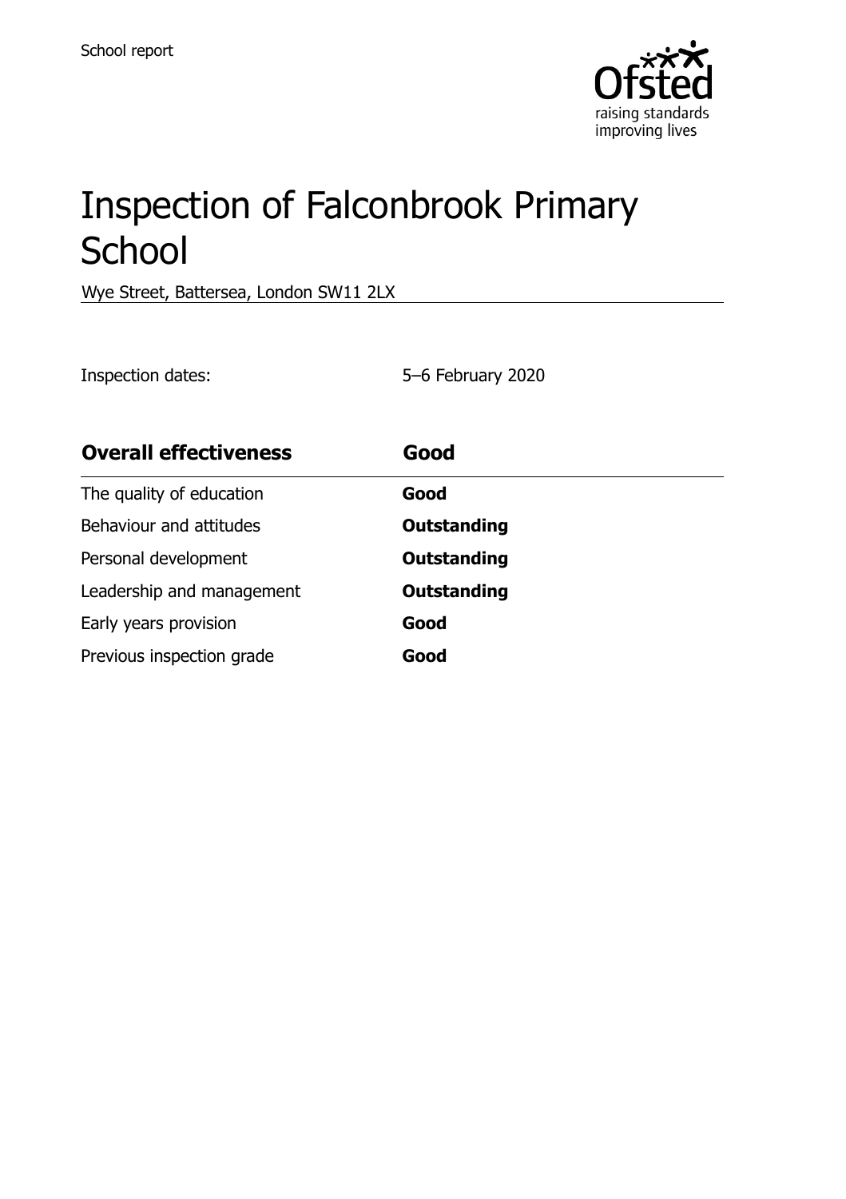School report

# Inspection of Falconbrook Primary School

Wye Street, Battersea, London SW11 2LX

Inspection dates: 5–6 February 2020

| **Overall effectiveness** | **Good** |
| --- | --- |
| The quality of education | **Good** |
| Behaviour and attitudes | **Outstanding** |
| Personal development | **Outstanding** |
| Leadership and management | **Outstanding** |
| Early years provision | **Good** |
| Previous inspection grade | **Good** |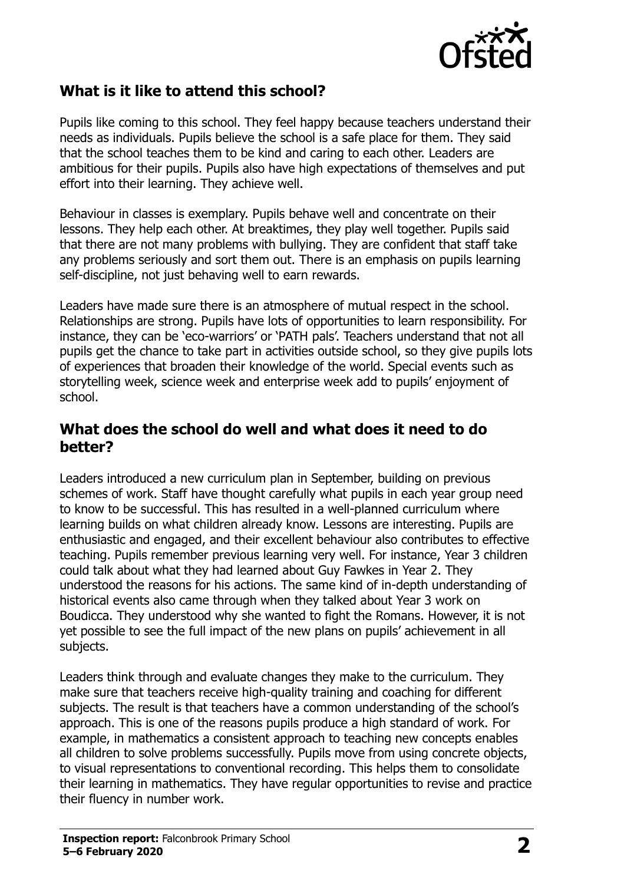## What is it like to attend this school?

Pupils like coming to this school. They feel happy because teachers understand their needs as individuals. Pupils believe the school is a safe place for them. They said that the school teaches them to be kind and caring to each other. Leaders are ambitious for their pupils. Pupils also have high expectations of themselves and put effort into their learning. They achieve well.

Behaviour in classes is exemplary. Pupils behave well and concentrate on their lessons. They help each other. At breaktimes, they play well together. Pupils said that there are not many problems with bullying. They are confident that staff take any problems seriously and sort them out. There is an emphasis on pupils learning self-discipline, not just behaving well to earn rewards.

Leaders have made sure there is an atmosphere of mutual respect in the school. Relationships are strong. Pupils have lots of opportunities to learn responsibility. For instance, they can be 'eco-warriors' or 'PATH pals'. Teachers understand that not all pupils get the chance to take part in activities outside school, so they give pupils lots of experiences that broaden their knowledge of the world. Special events such as storytelling week, science week and enterprise week add to pupils' enjoyment of school.

## What does the school do well and what does it need to do better?

Leaders introduced a new curriculum plan in September, building on previous schemes of work. Staff have thought carefully what pupils in each year group need to know to be successful. This has resulted in a well-planned curriculum where learning builds on what children already know. Lessons are interesting. Pupils are enthusiastic and engaged, and their excellent behaviour also contributes to effective teaching. Pupils remember previous learning very well. For instance, Year 3 children could talk about what they had learned about Guy Fawkes in Year 2. They understood the reasons for his actions. The same kind of in-depth understanding of historical events also came through when they talked about Year 3 work on Boudicca. They understood why she wanted to fight the Romans. However, it is not yet possible to see the full impact of the new plans on pupils' achievement in all subjects.

Leaders think through and evaluate changes they make to the curriculum. They make sure that teachers receive high-quality training and coaching for different subjects. The result is that teachers have a common understanding of the school's approach. This is one of the reasons pupils produce a high standard of work. For example, in mathematics a consistent approach to teaching new concepts enables all children to solve problems successfully. Pupils move from using concrete objects, to visual representations to conventional recording. This helps them to consolidate their learning in mathematics. They have regular opportunities to revise and practice their fluency in number work.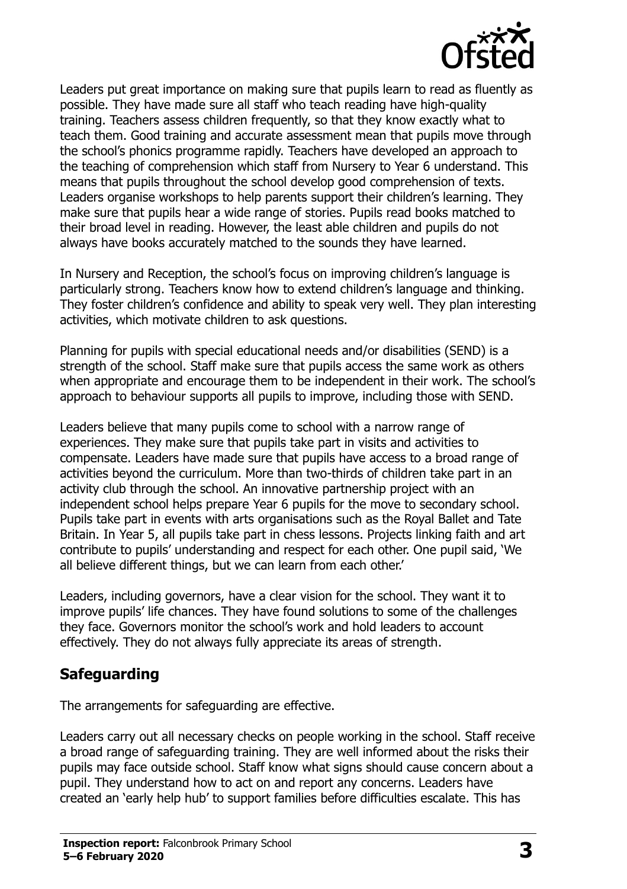Leaders put great importance on making sure that pupils learn to read as fluently as possible. They have made sure all staff who teach reading have high-quality training. Teachers assess children frequently, so that they know exactly what to teach them. Good training and accurate assessment mean that pupils move through the school's phonics programme rapidly. Teachers have developed an approach to the teaching of comprehension which staff from Nursery to Year 6 understand. This means that pupils throughout the school develop good comprehension of texts. Leaders organise workshops to help parents support their children's learning. They make sure that pupils hear a wide range of stories. Pupils read books matched to their broad level in reading. However, the least able children and pupils do not always have books accurately matched to the sounds they have learned.

In Nursery and Reception, the school's focus on improving children's language is particularly strong. Teachers know how to extend children's language and thinking. They foster children's confidence and ability to speak very well. They plan interesting activities, which motivate children to ask questions.

Planning for pupils with special educational needs and/or disabilities (SEND) is a strength of the school. Staff make sure that pupils access the same work as others when appropriate and encourage them to be independent in their work. The school's approach to behaviour supports all pupils to improve, including those with SEND.

Leaders believe that many pupils come to school with a narrow range of experiences. They make sure that pupils take part in visits and activities to compensate. Leaders have made sure that pupils have access to a broad range of activities beyond the curriculum. More than two-thirds of children take part in an activity club through the school. An innovative partnership project with an independent school helps prepare Year 6 pupils for the move to secondary school. Pupils take part in events with arts organisations such as the Royal Ballet and Tate Britain. In Year 5, all pupils take part in chess lessons. Projects linking faith and art contribute to pupils' understanding and respect for each other. One pupil said, 'We all believe different things, but we can learn from each other.'

Leaders, including governors, have a clear vision for the school. They want it to improve pupils' life chances. They have found solutions to some of the challenges they face. Governors monitor the school's work and hold leaders to account effectively. They do not always fully appreciate its areas of strength.

## Safeguarding

The arrangements for safeguarding are effective.

Leaders carry out all necessary checks on people working in the school. Staff receive a broad range of safeguarding training. They are well informed about the risks their pupils may face outside school. Staff know what signs should cause concern about a pupil. They understand how to act on and report any concerns. Leaders have created an 'early help hub' to support families before difficulties escalate. This has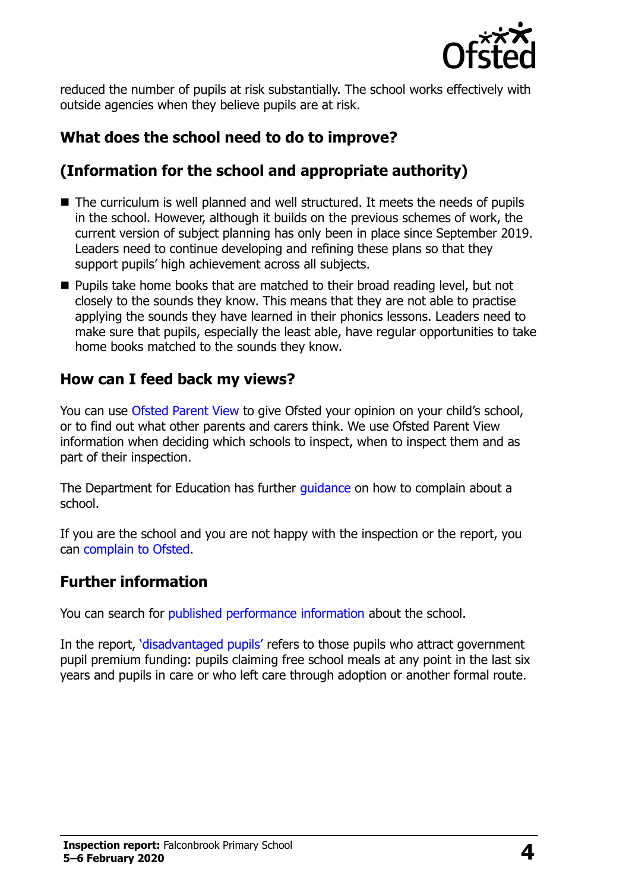reduced the number of pupils at risk substantially. The school works effectively with outside agencies when they believe pupils are at risk.

## What does the school need to do to improve?

## (Information for the school and appropriate authority)

- The curriculum is well planned and well structured. It meets the needs of pupils in the school. However, although it builds on the previous schemes of work, the current version of subject planning has only been in place since September 2019. Leaders need to continue developing and refining these plans so that they support pupils' high achievement across all subjects.
- Pupils take home books that are matched to their broad reading level, but not closely to the sounds they know. This means that they are not able to practise applying the sounds they have learned in their phonics lessons. Leaders need to make sure that pupils, especially the least able, have regular opportunities to take home books matched to the sounds they know.

## How can I feed back my views?

You can use Ofsted Parent View to give Ofsted your opinion on your child's school, or to find out what other parents and carers think. We use Ofsted Parent View information when deciding which schools to inspect, when to inspect them and as part of their inspection.

The Department for Education has further guidance on how to complain about a school.

If you are the school and you are not happy with the inspection or the report, you can complain to Ofsted.

## Further information

You can search for published performance information about the school.

In the report, 'disadvantaged pupils' refers to those pupils who attract government pupil premium funding: pupils claiming free school meals at any point in the last six years and pupils in care or who left care through adoption or another formal route.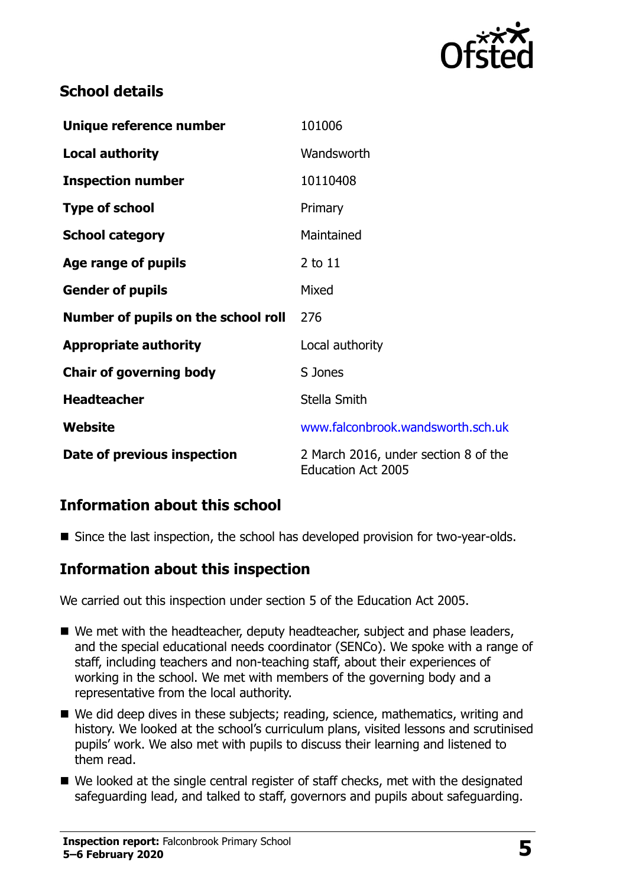## School details

| | |
|---|---|
| **Unique reference number** | 101006 |
| **Local authority** | Wandsworth |
| **Inspection number** | 10110408 |
| **Type of school** | Primary |
| **School category** | Maintained |
| **Age range of pupils** | 2 to 11 |
| **Gender of pupils** | Mixed |
| **Number of pupils on the school roll** | 276 |
| **Appropriate authority** | Local authority |
| **Chair of governing body** | S Jones |
| **Headteacher** | Stella Smith |
| **Website** | www.falconbrook.wandsworth.sch.uk |
| **Date of previous inspection** | 2 March 2016, under section 8 of the Education Act 2005 |

## Information about this school

- Since the last inspection, the school has developed provision for two-year-olds.

## Information about this inspection

We carried out this inspection under section 5 of the Education Act 2005.

- We met with the headteacher, deputy headteacher, subject and phase leaders, and the special educational needs coordinator (SENCo). We spoke with a range of staff, including teachers and non-teaching staff, about their experiences of working in the school. We met with members of the governing body and a representative from the local authority.
- We did deep dives in these subjects; reading, science, mathematics, writing and history. We looked at the school's curriculum plans, visited lessons and scrutinised pupils' work. We also met with pupils to discuss their learning and listened to them read.
- We looked at the single central register of staff checks, met with the designated safeguarding lead, and talked to staff, governors and pupils about safeguarding.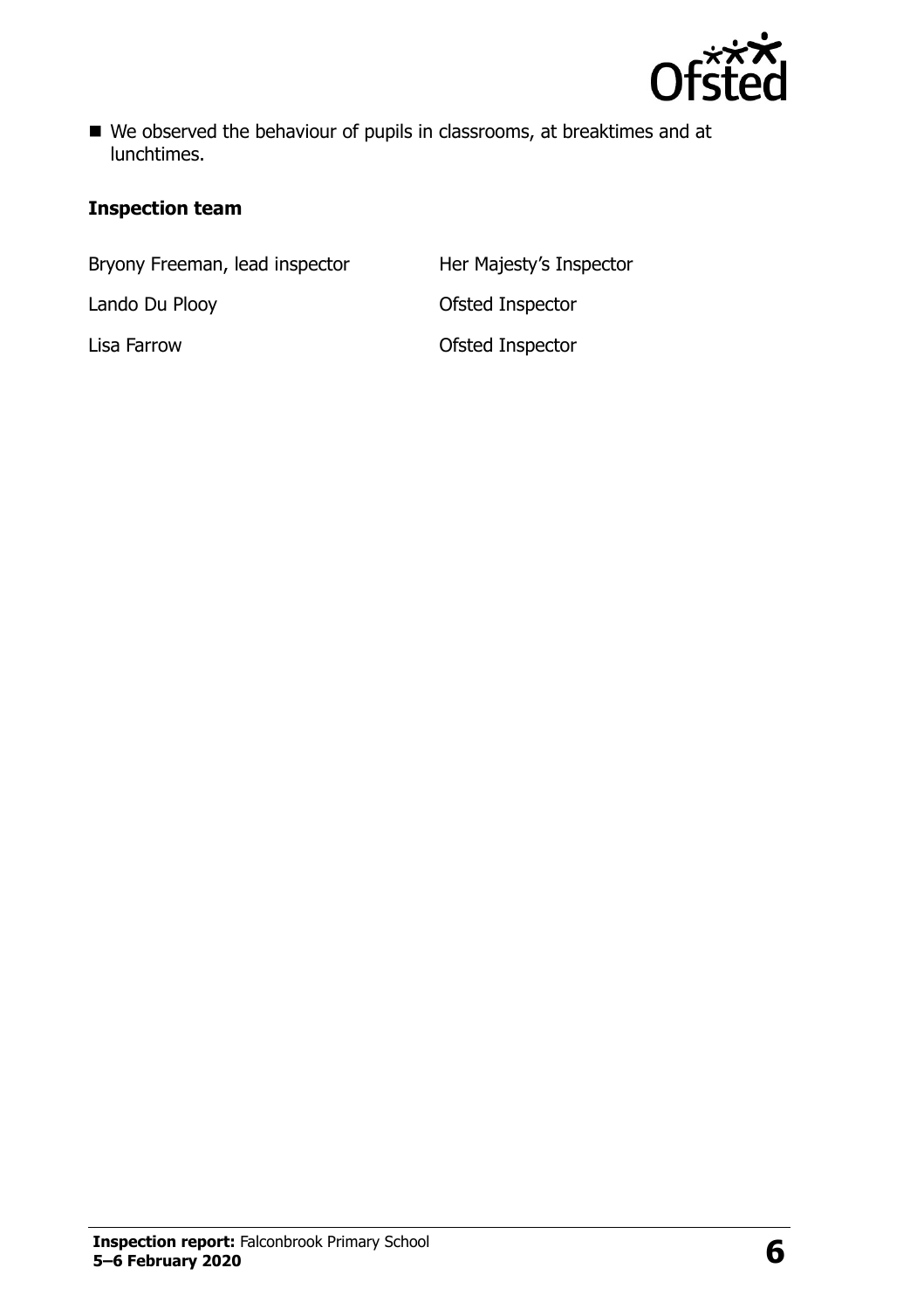- We observed the behaviour of pupils in classrooms, at breaktimes and at lunchtimes.

### Inspection team

| | |
|---|---|
| Bryony Freeman, lead inspector | Her Majesty's Inspector |
| Lando Du Plooy | Ofsted Inspector |
| Lisa Farrow | Ofsted Inspector |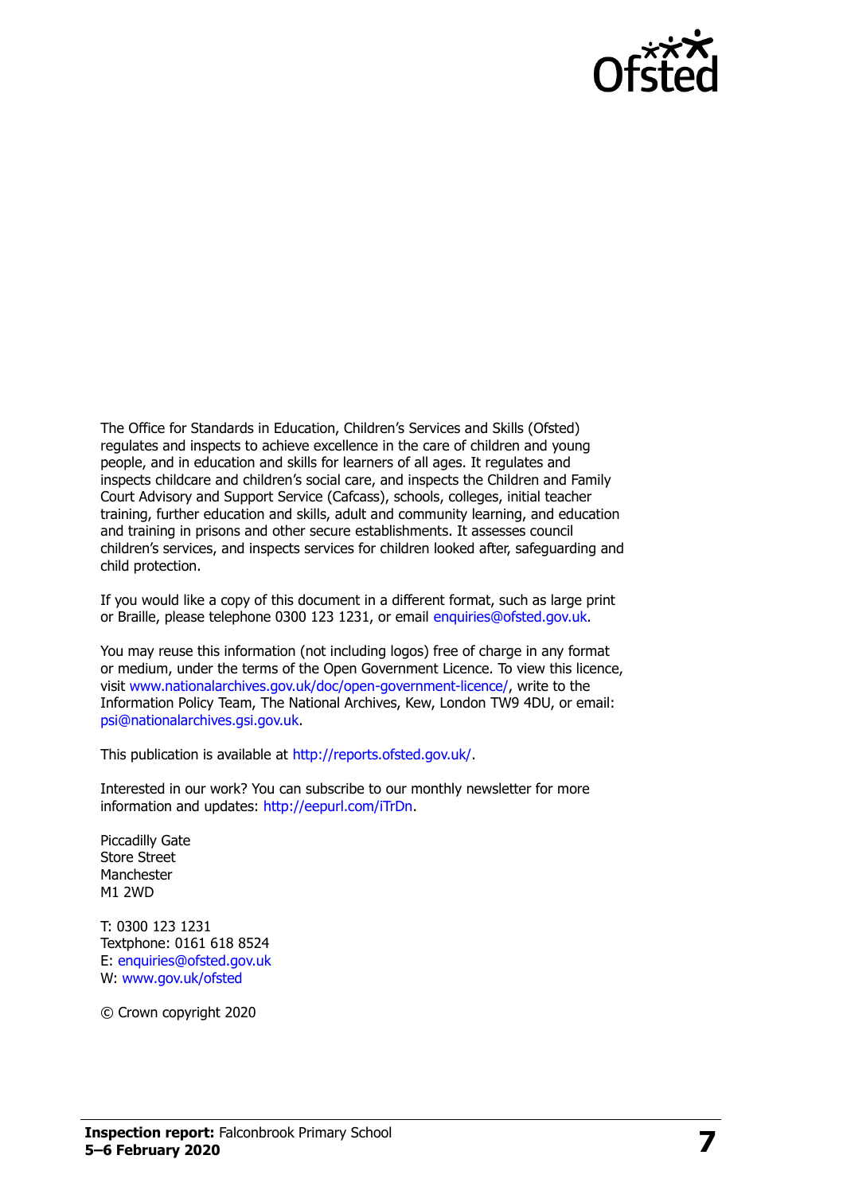The Office for Standards in Education, Children's Services and Skills (Ofsted) regulates and inspects to achieve excellence in the care of children and young people, and in education and skills for learners of all ages. It regulates and inspects childcare and children's social care, and inspects the Children and Family Court Advisory and Support Service (Cafcass), schools, colleges, initial teacher training, further education and skills, adult and community learning, and education and training in prisons and other secure establishments. It assesses council children's services, and inspects services for children looked after, safeguarding and child protection.

If you would like a copy of this document in a different format, such as large print or Braille, please telephone 0300 123 1231, or email enquiries@ofsted.gov.uk.

You may reuse this information (not including logos) free of charge in any format or medium, under the terms of the Open Government Licence. To view this licence, visit www.nationalarchives.gov.uk/doc/open-government-licence/, write to the Information Policy Team, The National Archives, Kew, London TW9 4DU, or email: psi@nationalarchives.gsi.gov.uk.

This publication is available at http://reports.ofsted.gov.uk/.

Interested in our work? You can subscribe to our monthly newsletter for more information and updates: http://eepurl.com/iTrDn.

Piccadilly Gate
Store Street
Manchester
M1 2WD

T: 0300 123 1231
Textphone: 0161 618 8524
E: enquiries@ofsted.gov.uk
W: www.gov.uk/ofsted

© Crown copyright 2020